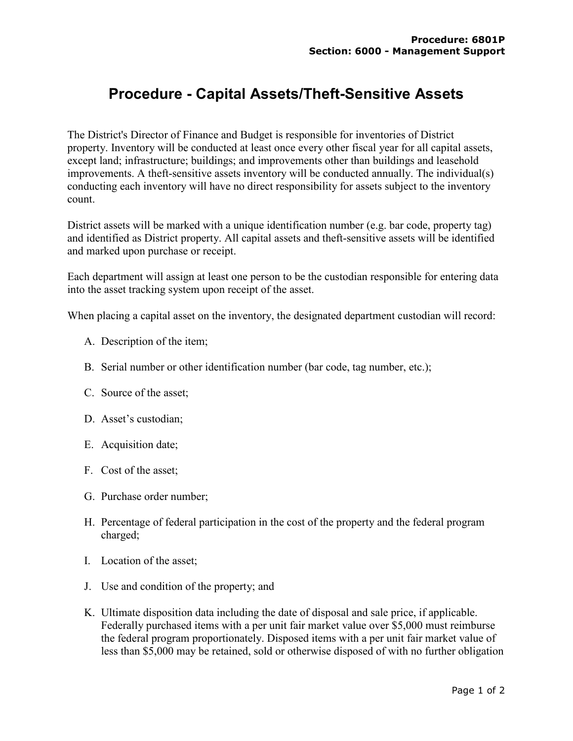Procedure: 6801P
Section: 6000 - Management Support

# Procedure - Capital Assets/Theft-Sensitive Assets

The District's Director of Finance and Budget is responsible for inventories of District property. Inventory will be conducted at least once every other fiscal year for all capital assets, except land; infrastructure; buildings; and improvements other than buildings and leasehold improvements. A theft-sensitive assets inventory will be conducted annually. The individual(s) conducting each inventory will have no direct responsibility for assets subject to the inventory count.

District assets will be marked with a unique identification number (e.g. bar code, property tag) and identified as District property. All capital assets and theft-sensitive assets will be identified and marked upon purchase or receipt.

Each department will assign at least one person to be the custodian responsible for entering data into the asset tracking system upon receipt of the asset.

When placing a capital asset on the inventory, the designated department custodian will record:

A. Description of the item;

B. Serial number or other identification number (bar code, tag number, etc.);

C. Source of the asset;

D. Asset's custodian;

E. Acquisition date;

F. Cost of the asset;

G. Purchase order number;

H. Percentage of federal participation in the cost of the property and the federal program charged;

I. Location of the asset;

J. Use and condition of the property; and

K. Ultimate disposition data including the date of disposal and sale price, if applicable. Federally purchased items with a per unit fair market value over $5,000 must reimburse the federal program proportionately. Disposed items with a per unit fair market value of less than $5,000 may be retained, sold or otherwise disposed of with no further obligation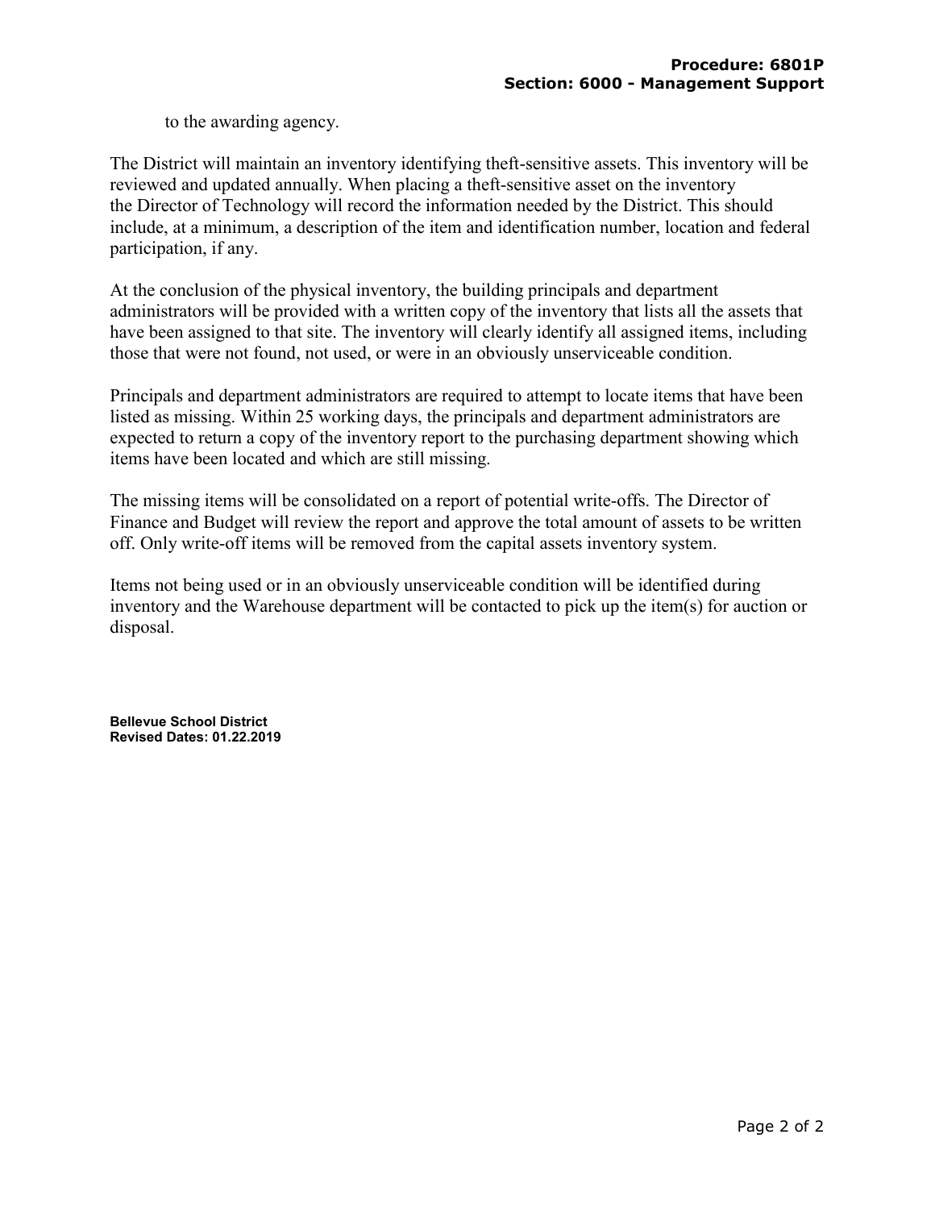to the awarding agency.

The District will maintain an inventory identifying theft-sensitive assets. This inventory will be reviewed and updated annually. When placing a theft-sensitive asset on the inventory the Director of Technology will record the information needed by the District. This should include, at a minimum, a description of the item and identification number, location and federal participation, if any.

At the conclusion of the physical inventory, the building principals and department administrators will be provided with a written copy of the inventory that lists all the assets that have been assigned to that site. The inventory will clearly identify all assigned items, including those that were not found, not used, or were in an obviously unserviceable condition.

Principals and department administrators are required to attempt to locate items that have been listed as missing. Within 25 working days, the principals and department administrators are expected to return a copy of the inventory report to the purchasing department showing which items have been located and which are still missing.

The missing items will be consolidated on a report of potential write-offs. The Director of Finance and Budget will review the report and approve the total amount of assets to be written off. Only write-off items will be removed from the capital assets inventory system.

Items not being used or in an obviously unserviceable condition will be identified during inventory and the Warehouse department will be contacted to pick up the item(s) for auction or disposal.

**Bellevue School District**
**Revised Dates: 01.22.2019**